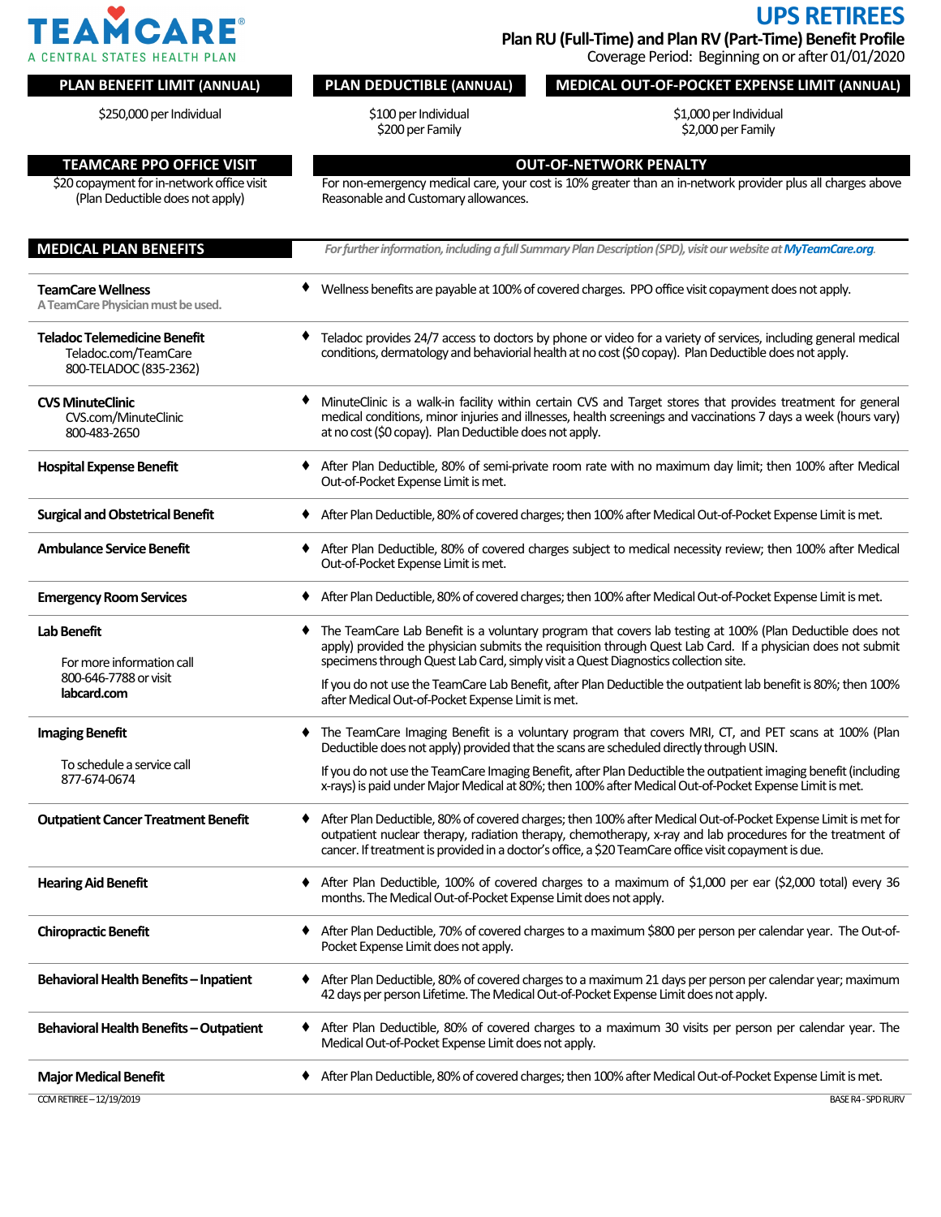# TEAMCARE®
A CENTRAL STATES HEALTH PLAN

## UPS RETIREES
**Plan RU (Full-Time) and Plan RV (Part-Time) Benefit Profile**
Coverage Period: Beginning on or after 01/01/2020

| PLAN BENEFIT LIMIT (ANNUAL) | PLAN DEDUCTIBLE (ANNUAL) | MEDICAL OUT-OF-POCKET EXPENSE LIMIT (ANNUAL) |
| --- | --- | --- |
| $250,000 per Individual | $100 per Individual<br>$200 per Family | $1,000 per Individual<br>$2,000 per Family |

| TEAMCARE PPO OFFICE VISIT | OUT-OF-NETWORK PENALTY |
| --- | --- |
| $20 copayment for in-network office visit (Plan Deductible does not apply) | For non-emergency medical care, your cost is 10% greater than an in-network provider plus all charges above Reasonable and Customary allowances. |

## MEDICAL PLAN BENEFITS

*For further information, including a full Summary Plan Description (SPD), visit our website at MyTeamCare.org.*

| Benefit | Description |
| --- | --- |
| **TeamCare Wellness**<br>A TeamCare Physician must be used. | ♦ Wellness benefits are payable at 100% of covered charges. PPO office visit copayment does not apply. |
| **Teladoc Telemedicine Benefit**<br>Teladoc.com/TeamCare<br>800-TELADOC (835-2362) | ♦ Teladoc provides 24/7 access to doctors by phone or video for a variety of services, including general medical conditions, dermatology and behaviorial health at no cost ($0 copay). Plan Deductible does not apply. |
| **CVS MinuteClinic**<br>CVS.com/MinuteClinic<br>800-483-2650 | ♦ MinuteClinic is a walk-in facility within certain CVS and Target stores that provides treatment for general medical conditions, minor injuries and illnesses, health screenings and vaccinations 7 days a week (hours vary) at no cost ($0 copay). Plan Deductible does not apply. |
| **Hospital Expense Benefit** | ♦ After Plan Deductible, 80% of semi-private room rate with no maximum day limit; then 100% after Medical Out-of-Pocket Expense Limit is met. |
| **Surgical and Obstetrical Benefit** | ♦ After Plan Deductible, 80% of covered charges; then 100% after Medical Out-of-Pocket Expense Limit is met. |
| **Ambulance Service Benefit** | ♦ After Plan Deductible, 80% of covered charges subject to medical necessity review; then 100% after Medical Out-of-Pocket Expense Limit is met. |
| **Emergency Room Services** | ♦ After Plan Deductible, 80% of covered charges; then 100% after Medical Out-of-Pocket Expense Limit is met. |
| **Lab Benefit**<br>For more information call 800-646-7788 or visit **labcard.com** | ♦ The TeamCare Lab Benefit is a voluntary program that covers lab testing at 100% (Plan Deductible does not apply) provided the physician submits the requisition through Quest Lab Card. If a physician does not submit specimens through Quest Lab Card, simply visit a Quest Diagnostics collection site.<br>If you do not use the TeamCare Lab Benefit, after Plan Deductible the outpatient lab benefit is 80%; then 100% after Medical Out-of-Pocket Expense Limit is met. |
| **Imaging Benefit**<br>To schedule a service call 877-674-0674 | ♦ The TeamCare Imaging Benefit is a voluntary program that covers MRI, CT, and PET scans at 100% (Plan Deductible does not apply) provided that the scans are scheduled directly through USIN.<br>If you do not use the TeamCare Imaging Benefit, after Plan Deductible the outpatient imaging benefit (including x-rays) is paid under Major Medical at 80%; then 100% after Medical Out-of-Pocket Expense Limit is met. |
| **Outpatient Cancer Treatment Benefit** | ♦ After Plan Deductible, 80% of covered charges; then 100% after Medical Out-of-Pocket Expense Limit is met for outpatient nuclear therapy, radiation therapy, chemotherapy, x-ray and lab procedures for the treatment of cancer. If treatment is provided in a doctor's office, a $20 TeamCare office visit copayment is due. |
| **Hearing Aid Benefit** | ♦ After Plan Deductible, 100% of covered charges to a maximum of $1,000 per ear ($2,000 total) every 36 months. The Medical Out-of-Pocket Expense Limit does not apply. |
| **Chiropractic Benefit** | ♦ After Plan Deductible, 70% of covered charges to a maximum $800 per person per calendar year. The Out-of-Pocket Expense Limit does not apply. |
| **Behavioral Health Benefits – Inpatient** | ♦ After Plan Deductible, 80% of covered charges to a maximum 21 days per person per calendar year; maximum 42 days per person Lifetime. The Medical Out-of-Pocket Expense Limit does not apply. |
| **Behavioral Health Benefits – Outpatient** | ♦ After Plan Deductible, 80% of covered charges to a maximum 30 visits per person per calendar year. The Medical Out-of-Pocket Expense Limit does not apply. |
| **Major Medical Benefit** | ♦ After Plan Deductible, 80% of covered charges; then 100% after Medical Out-of-Pocket Expense Limit is met. |

CCM RETIREE – 12/19/2019 BASE R4 - SPD RURV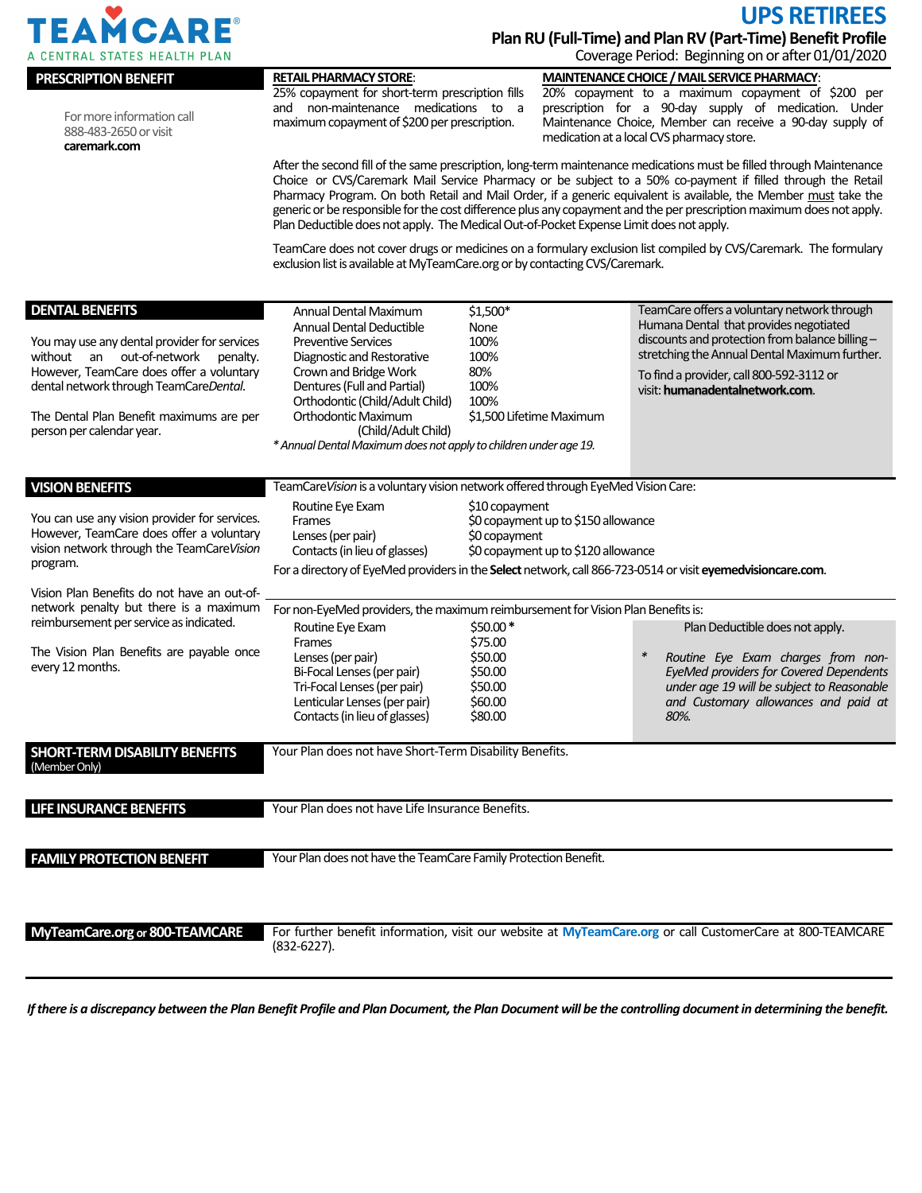**TEAMCARE®**
A CENTRAL STATES HEALTH PLAN

# UPS RETIREES

## Plan RU (Full-Time) and Plan RV (Part-Time) Benefit Profile

Coverage Period: Beginning on or after 01/01/2020

## PRESCRIPTION BENEFIT

For more information call 888-483-2650 or visit **caremark.com**

**RETAIL PHARMACY STORE**: 25% copayment for short-term prescription fills and non-maintenance medications to a maximum copayment of $200 per prescription.

**MAINTENANCE CHOICE / MAIL SERVICE PHARMACY**: 20% copayment to a maximum copayment of $200 per prescription for a 90-day supply of medication. Under Maintenance Choice, Member can receive a 90-day supply of medication at a local CVS pharmacy store.

After the second fill of the same prescription, long-term maintenance medications must be filled through Maintenance Choice or CVS/Caremark Mail Service Pharmacy or be subject to a 50% co-payment if filled through the Retail Pharmacy Program. On both Retail and Mail Order, if a generic equivalent is available, the Member must take the generic or be responsible for the cost difference plus any copayment and the per prescription maximum does not apply. Plan Deductible does not apply. The Medical Out-of-Pocket Expense Limit does not apply.

TeamCare does not cover drugs or medicines on a formulary exclusion list compiled by CVS/Caremark. The formulary exclusion list is available at MyTeamCare.org or by contacting CVS/Caremark.

## DENTAL BENEFITS

You may use any dental provider for services without an out-of-network penalty. However, TeamCare does offer a voluntary dental network through TeamCare*Dental*.

The Dental Plan Benefit maximums are per person per calendar year.

| | |
|---|---|
| Annual Dental Maximum | $1,500* |
| Annual Dental Deductible | None |
| Preventive Services | 100% |
| Diagnostic and Restorative | 100% |
| Crown and Bridge Work | 80% |
| Dentures (Full and Partial) | 100% |
| Orthodontic (Child/Adult Child) | 100% |
| Orthodontic Maximum (Child/Adult Child) | $1,500 Lifetime Maximum |

*\* Annual Dental Maximum does not apply to children under age 19.*

TeamCare offers a voluntary network through Humana Dental that provides negotiated discounts and protection from balance billing – stretching the Annual Dental Maximum further.

To find a provider, call 800-592-3112 or visit: **humanadentalnetwork.com**.

## VISION BENEFITS

You can use any vision provider for services. However, TeamCare does offer a voluntary vision network through the TeamCare*Vision* program.

Vision Plan Benefits do not have an out-of-network penalty but there is a maximum reimbursement per service as indicated.

The Vision Plan Benefits are payable once every 12 months.

TeamCare*Vision* is a voluntary vision network offered through EyeMed Vision Care:

| | |
|---|---|
| Routine Eye Exam | $10 copayment |
| Frames | $0 copayment up to $150 allowance |
| Lenses (per pair) | $0 copayment |
| Contacts (in lieu of glasses) | $0 copayment up to $120 allowance |

For a directory of EyeMed providers in the **Select** network, call 866-723-0514 or visit **eyemedvisioncare.com**.

For non-EyeMed providers, the maximum reimbursement for Vision Plan Benefits is:

| | |
|---|---|
| Routine Eye Exam | $50.00 * |
| Frames | $75.00 |
| Lenses (per pair) | $50.00 |
| Bi-Focal Lenses (per pair) | $50.00 |
| Tri-Focal Lenses (per pair) | $50.00 |
| Lenticular Lenses (per pair) | $60.00 |
| Contacts (in lieu of glasses) | $80.00 |

Plan Deductible does not apply.

*\* Routine Eye Exam charges from non-EyeMed providers for Covered Dependents under age 19 will be subject to Reasonable and Customary allowances and paid at 80%.*

## SHORT-TERM DISABILITY BENEFITS (Member Only)

Your Plan does not have Short-Term Disability Benefits.

## LIFE INSURANCE BENEFITS

Your Plan does not have Life Insurance Benefits.

## FAMILY PROTECTION BENEFIT

Your Plan does not have the TeamCare Family Protection Benefit.

## MyTeamCare.org or 800-TEAMCARE

For further benefit information, visit our website at **MyTeamCare.org** or call CustomerCare at 800-TEAMCARE (832-6227).

***If there is a discrepancy between the Plan Benefit Profile and Plan Document, the Plan Document will be the controlling document in determining the benefit.***